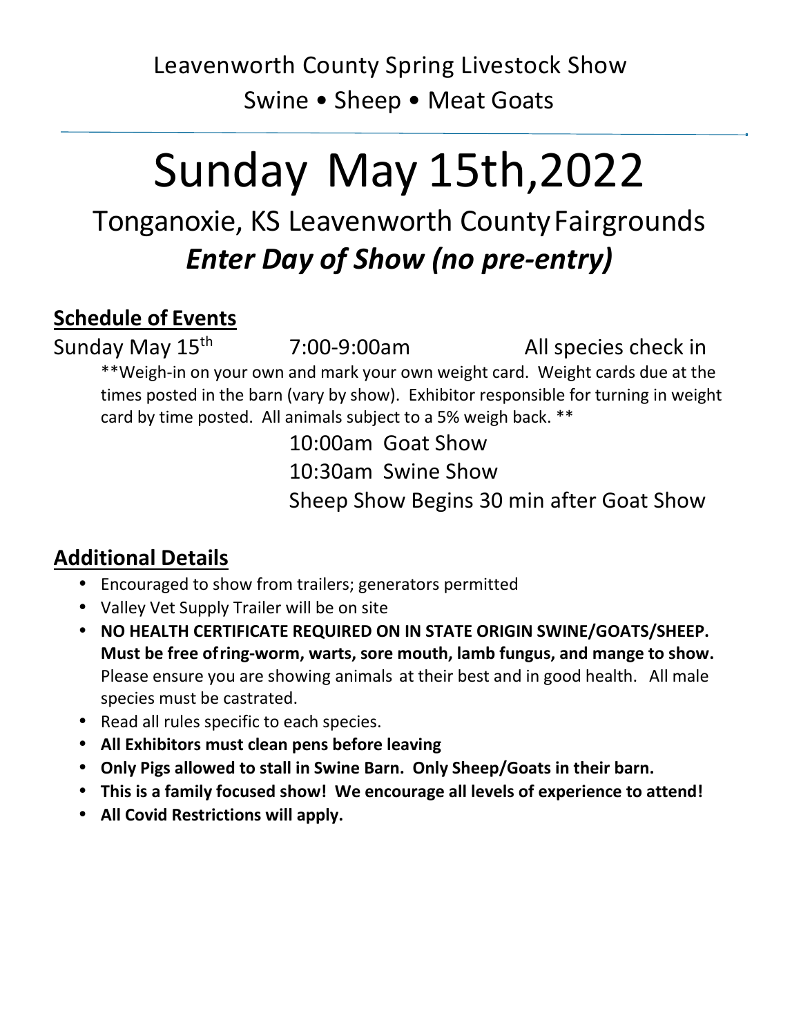# Leavenworth County Spring Livestock Show

## Swine • Sheep • Meat Goats

---

# Sunday May 15th,2022

## Tonganoxie, KS Leavenworth County Fairgrounds

## *Enter Day of Show (no pre-entry)*

### Schedule of Events

Sunday May 15th    7:00-9:00am    All species check in

\*\*Weigh-in on your own and mark your own weight card. Weight cards due at the times posted in the barn (vary by show). Exhibitor responsible for turning in weight card by time posted. All animals subject to a 5% weigh back. \*\*

10:00am Goat Show

10:30am Swine Show

Sheep Show Begins 30 min after Goat Show

### Additional Details

- Encouraged to show from trailers; generators permitted
- Valley Vet Supply Trailer will be on site
- **NO HEALTH CERTIFICATE REQUIRED ON IN STATE ORIGIN SWINE/GOATS/SHEEP. Must be free of ring-worm, warts, sore mouth, lamb fungus, and mange to show.** Please ensure you are showing animals at their best and in good health. All male species must be castrated.
- Read all rules specific to each species.
- **All Exhibitors must clean pens before leaving**
- **Only Pigs allowed to stall in Swine Barn. Only Sheep/Goats in their barn.**
- **This is a family focused show! We encourage all levels of experience to attend!**
- **All Covid Restrictions will apply.**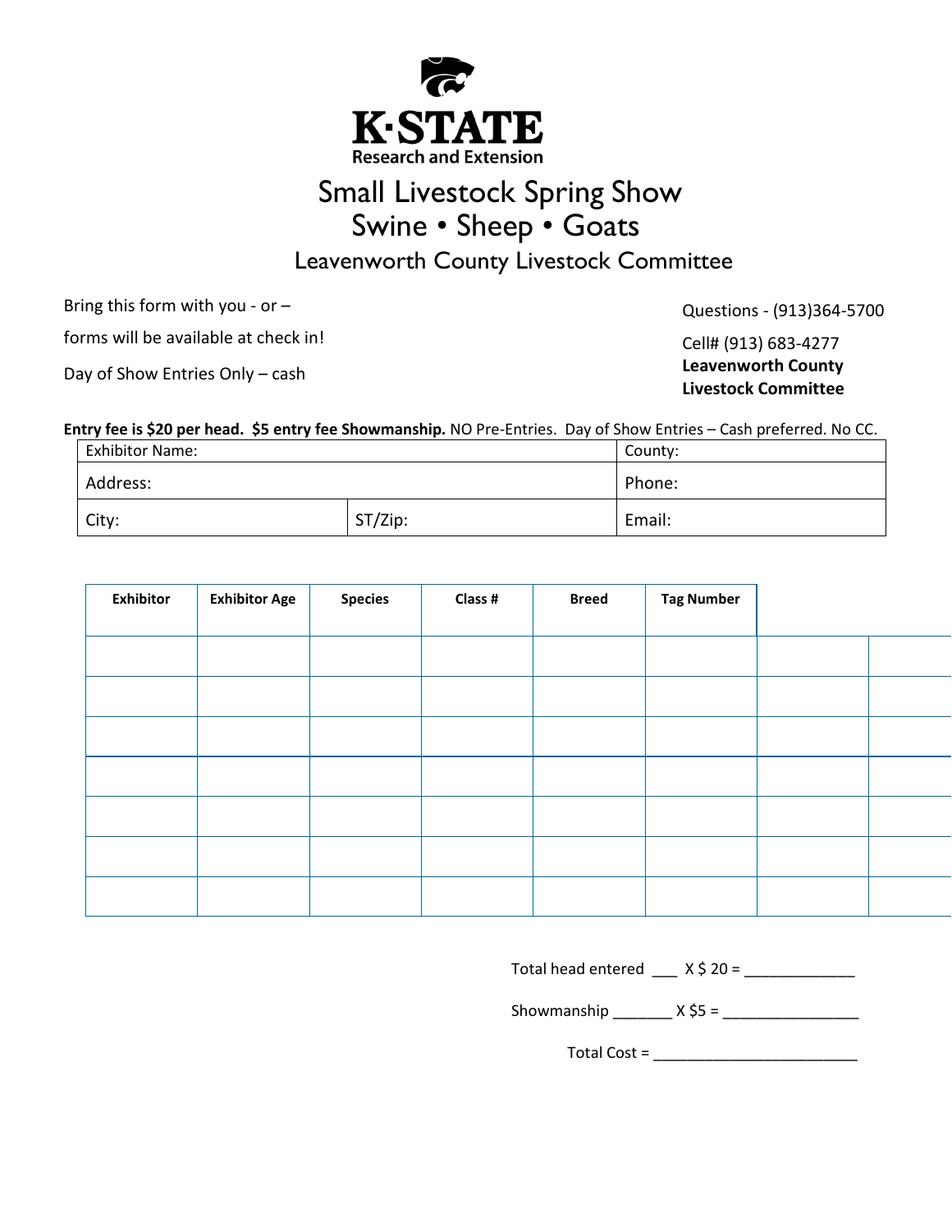K·STATE
Research and Extension

# Small Livestock Spring Show
## Swine • Sheep • Goats
### Leavenworth County Livestock Committee

Bring this form with you - or –

forms will be available at check in!

Day of Show Entries Only – cash

Questions - (913)364-5700

Cell# (913) 683-4277

**Leavenworth County Livestock Committee**

**Entry fee is $20 per head. $5 entry fee Showmanship.** NO Pre-Entries. Day of Show Entries – Cash preferred. No CC.

| Exhibitor Name: | | County: |
|---|---|---|
| Address: | | Phone: |
| City: | ST/Zip: | Email: |

| Exhibitor | Exhibitor Age | Species | Class # | Breed | Tag Number | | |
|---|---|---|---|---|---|---|---|
| | | | | | | | |
| | | | | | | | |
| | | | | | | | |
| | | | | | | | |
| | | | | | | | |
| | | | | | | | |
| | | | | | | | |

Total head entered ___ X $ 20 = _____________

Showmanship _______ X $5 = ________________

Total Cost = ________________________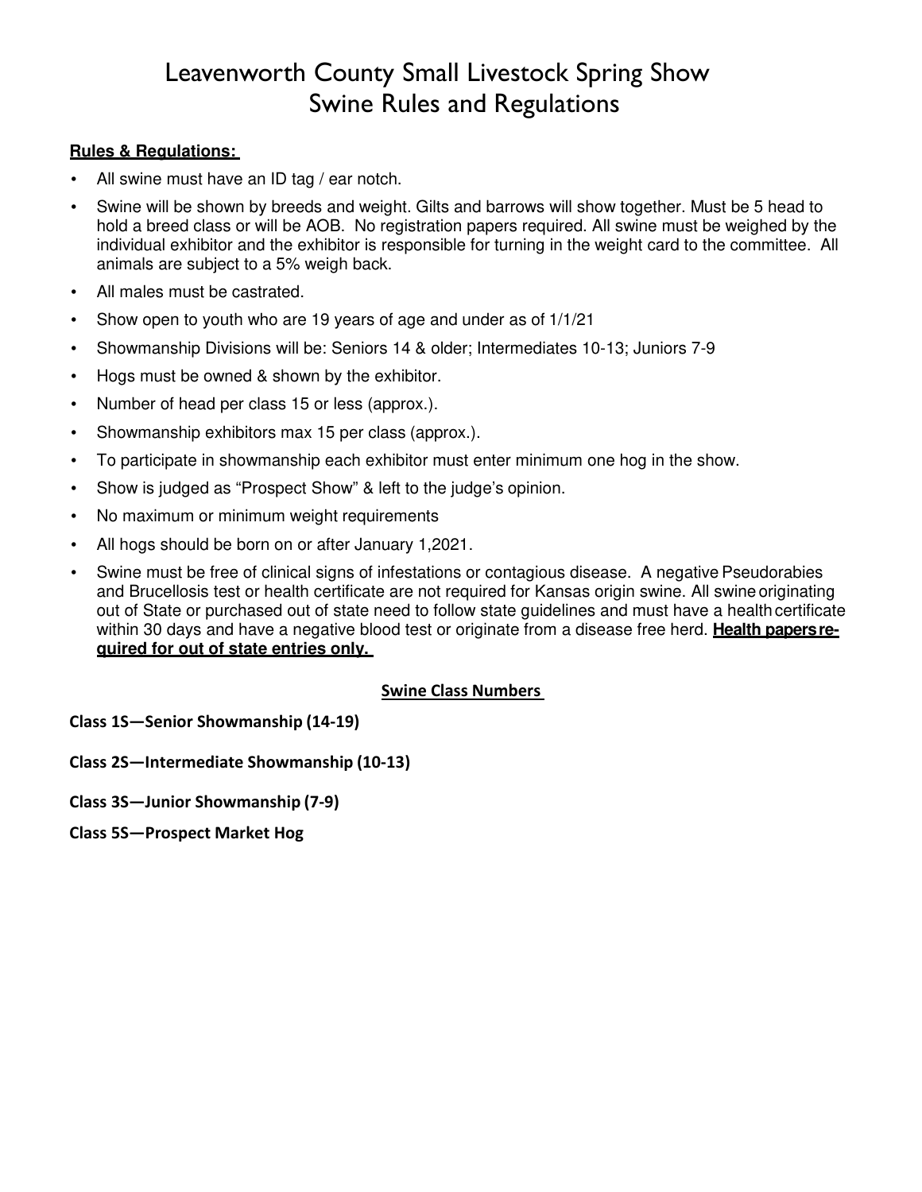# Leavenworth County Small Livestock Spring Show
# Swine Rules and Regulations

**Rules & Regulations:**

- All swine must have an ID tag / ear notch.
- Swine will be shown by breeds and weight. Gilts and barrows will show together. Must be 5 head to hold a breed class or will be AOB. No registration papers required. All swine must be weighed by the individual exhibitor and the exhibitor is responsible for turning in the weight card to the committee. All animals are subject to a 5% weigh back.
- All males must be castrated.
- Show open to youth who are 19 years of age and under as of 1/1/21
- Showmanship Divisions will be: Seniors 14 & older; Intermediates 10-13; Juniors 7-9
- Hogs must be owned & shown by the exhibitor.
- Number of head per class 15 or less (approx.).
- Showmanship exhibitors max 15 per class (approx.).
- To participate in showmanship each exhibitor must enter minimum one hog in the show.
- Show is judged as "Prospect Show" & left to the judge's opinion.
- No maximum or minimum weight requirements
- All hogs should be born on or after January 1,2021.
- Swine must be free of clinical signs of infestations or contagious disease. A negative Pseudorabies and Brucellosis test or health certificate are not required for Kansas origin swine. All swine originating out of State or purchased out of state need to follow state guidelines and must have a health certificate within 30 days and have a negative blood test or originate from a disease free herd. **Health papers required for out of state entries only.**

**Swine Class Numbers**

**Class 1S—Senior Showmanship (14-19)**

**Class 2S—Intermediate Showmanship (10-13)**

**Class 3S—Junior Showmanship (7-9)**

**Class 5S—Prospect Market Hog**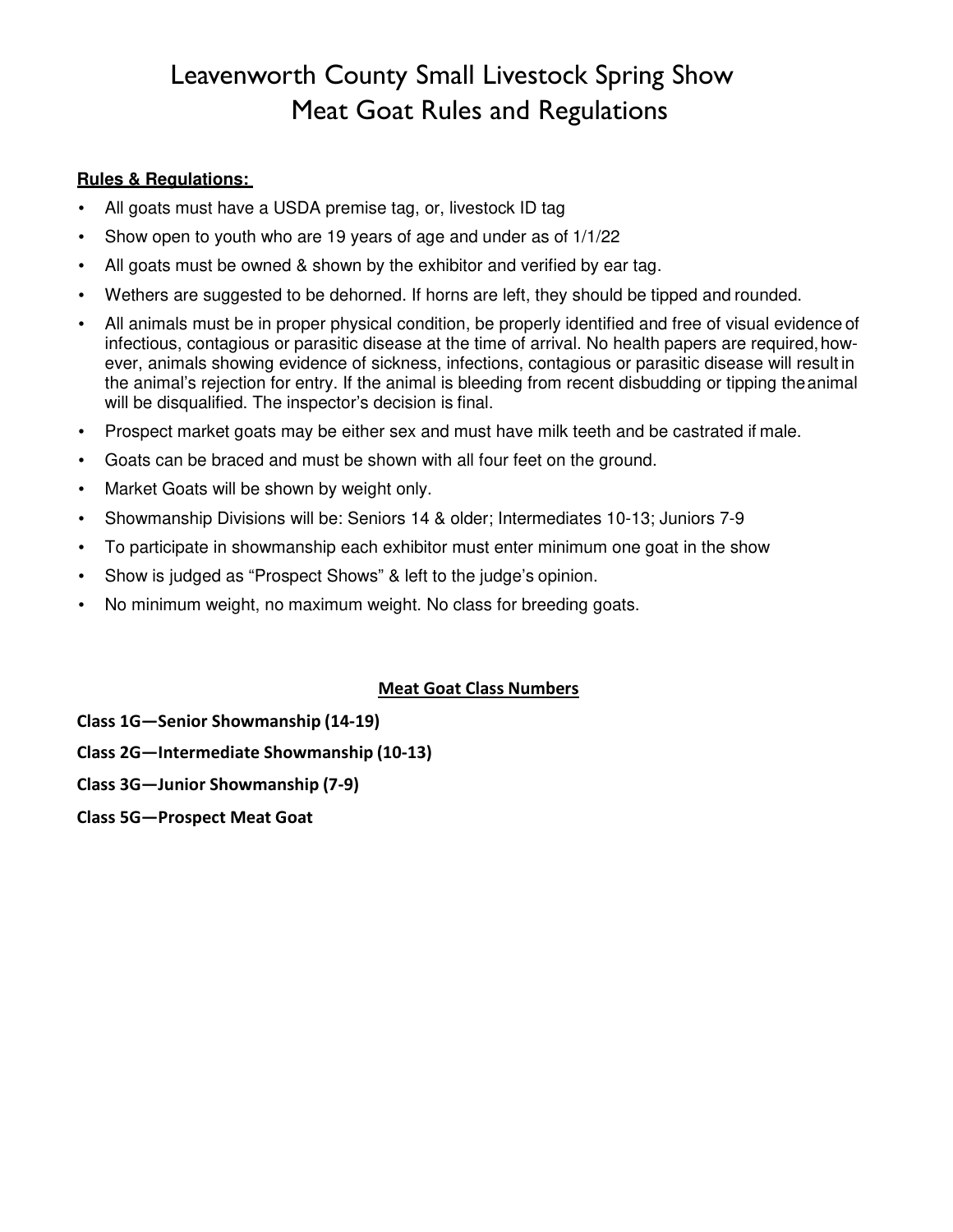# Leavenworth County Small Livestock Spring Show
# Meat Goat Rules and Regulations

**Rules & Regulations:**

- All goats must have a USDA premise tag, or, livestock ID tag
- Show open to youth who are 19 years of age and under as of 1/1/22
- All goats must be owned & shown by the exhibitor and verified by ear tag.
- Wethers are suggested to be dehorned. If horns are left, they should be tipped and rounded.
- All animals must be in proper physical condition, be properly identified and free of visual evidence of infectious, contagious or parasitic disease at the time of arrival. No health papers are required, however, animals showing evidence of sickness, infections, contagious or parasitic disease will result in the animal's rejection for entry. If the animal is bleeding from recent disbudding or tipping the animal will be disqualified. The inspector's decision is final.
- Prospect market goats may be either sex and must have milk teeth and be castrated if male.
- Goats can be braced and must be shown with all four feet on the ground.
- Market Goats will be shown by weight only.
- Showmanship Divisions will be: Seniors 14 & older; Intermediates 10-13; Juniors 7-9
- To participate in showmanship each exhibitor must enter minimum one goat in the show
- Show is judged as "Prospect Shows" & left to the judge's opinion.
- No minimum weight, no maximum weight. No class for breeding goats.

**Meat Goat Class Numbers**

**Class 1G—Senior Showmanship (14-19)**

**Class 2G—Intermediate Showmanship (10-13)**

**Class 3G—Junior Showmanship (7-9)**

**Class 5G—Prospect Meat Goat**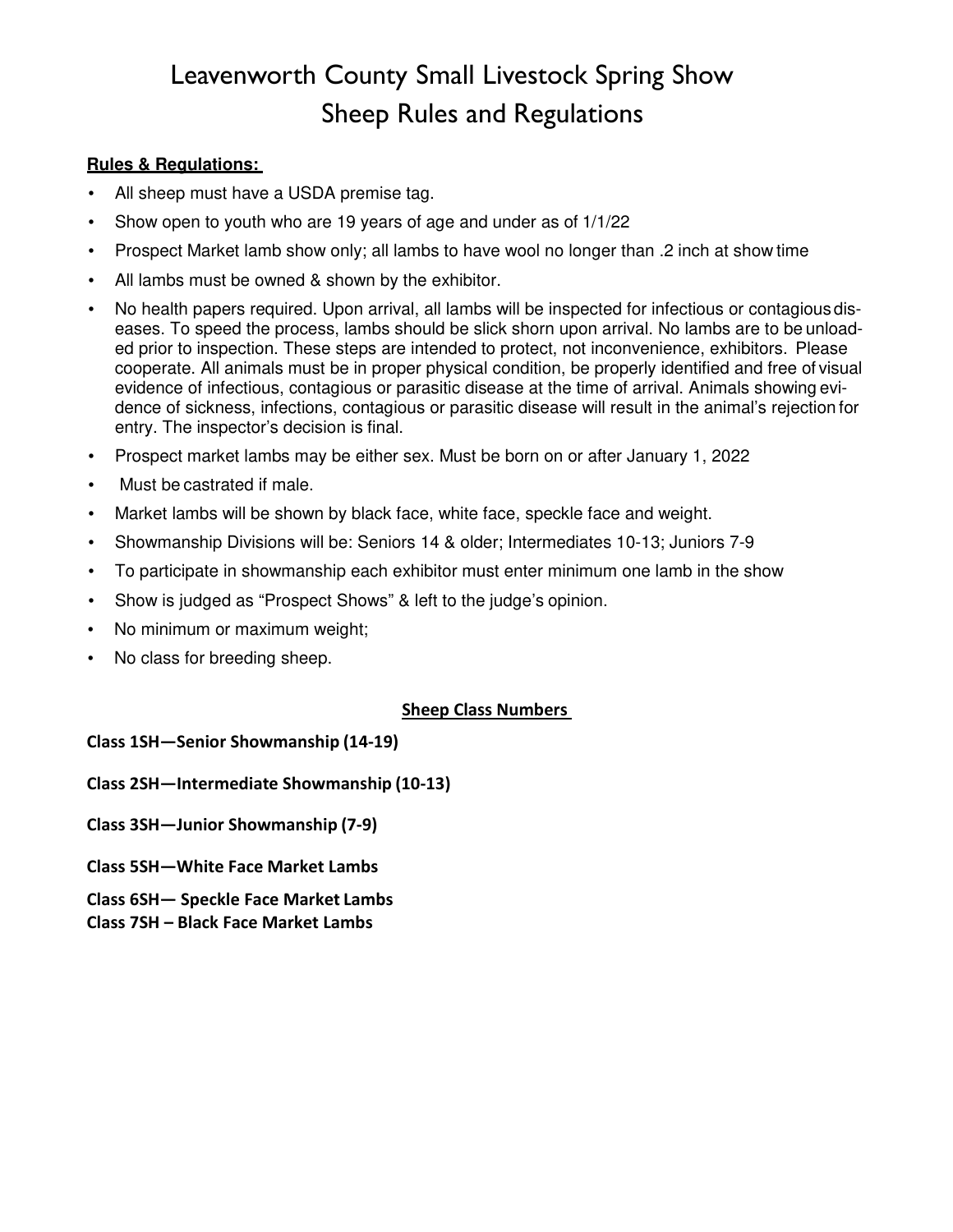# Leavenworth County Small Livestock Spring Show
# Sheep Rules and Regulations

**Rules & Regulations:**

- All sheep must have a USDA premise tag.
- Show open to youth who are 19 years of age and under as of 1/1/22
- Prospect Market lamb show only; all lambs to have wool no longer than .2 inch at show time
- All lambs must be owned & shown by the exhibitor.
- No health papers required. Upon arrival, all lambs will be inspected for infectious or contagious diseases. To speed the process, lambs should be slick shorn upon arrival. No lambs are to be unloaded prior to inspection. These steps are intended to protect, not inconvenience, exhibitors. Please cooperate. All animals must be in proper physical condition, be properly identified and free of visual evidence of infectious, contagious or parasitic disease at the time of arrival. Animals showing evidence of sickness, infections, contagious or parasitic disease will result in the animal's rejection for entry. The inspector's decision is final.
- Prospect market lambs may be either sex. Must be born on or after January 1, 2022
- Must be castrated if male.
- Market lambs will be shown by black face, white face, speckle face and weight.
- Showmanship Divisions will be: Seniors 14 & older; Intermediates 10-13; Juniors 7-9
- To participate in showmanship each exhibitor must enter minimum one lamb in the show
- Show is judged as "Prospect Shows" & left to the judge's opinion.
- No minimum or maximum weight;
- No class for breeding sheep.

**Sheep Class Numbers**

**Class 1SH—Senior Showmanship (14-19)**

**Class 2SH—Intermediate Showmanship (10-13)**

**Class 3SH—Junior Showmanship (7-9)**

**Class 5SH—White Face Market Lambs**

**Class 6SH— Speckle Face Market Lambs**

**Class 7SH – Black Face Market Lambs**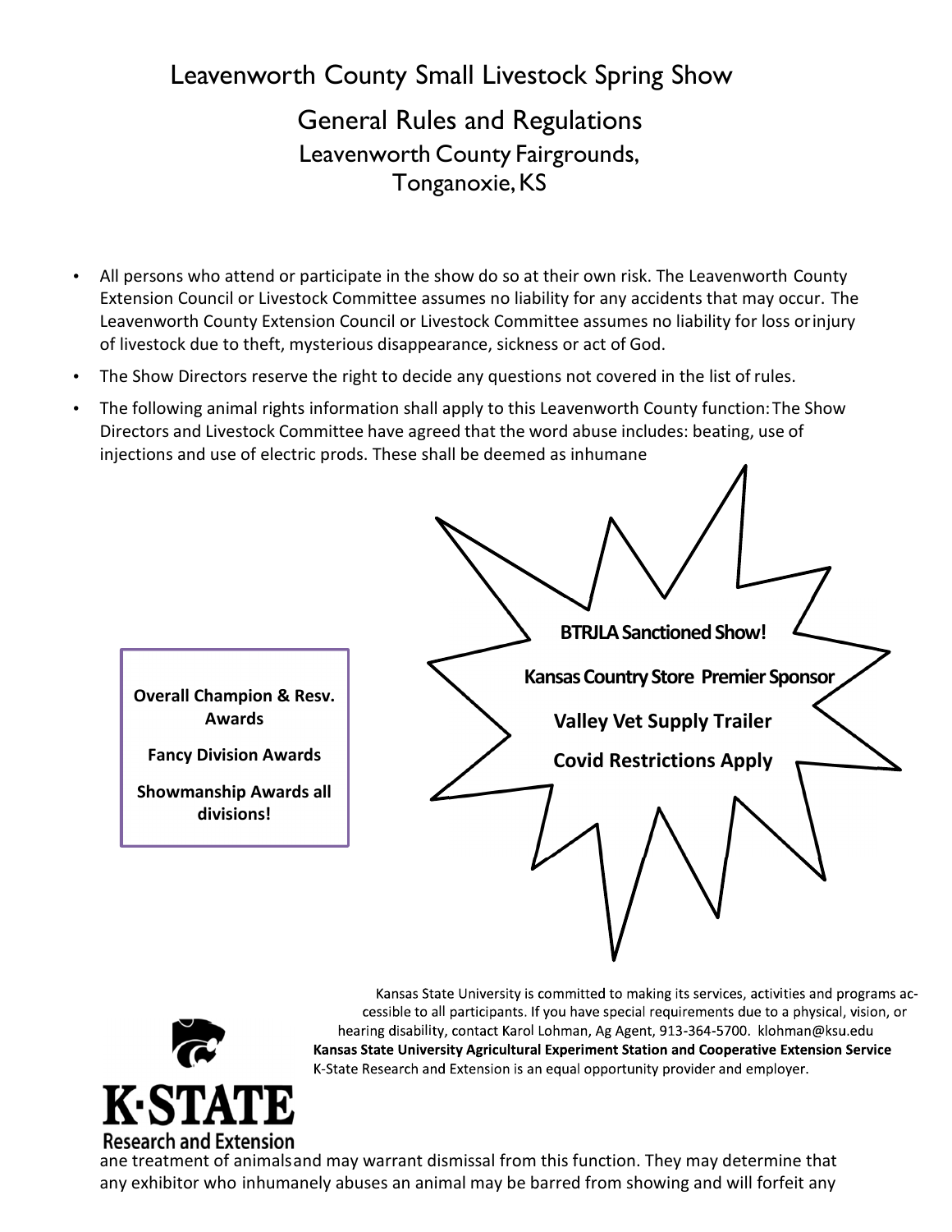# Leavenworth County Small Livestock Spring Show

## General Rules and Regulations

### Leavenworth County Fairgrounds, Tonganoxie, KS

- All persons who attend or participate in the show do so at their own risk. The Leavenworth County Extension Council or Livestock Committee assumes no liability for any accidents that may occur. The Leavenworth County Extension Council or Livestock Committee assumes no liability for loss or injury of livestock due to theft, mysterious disappearance, sickness or act of God.
- The Show Directors reserve the right to decide any questions not covered in the list of rules.
- The following animal rights information shall apply to this Leavenworth County function: The Show Directors and Livestock Committee have agreed that the word abuse includes: beating, use of injections and use of electric prods. These shall be deemed as inhumane

**Overall Champion & Resv. Awards**

**Fancy Division Awards**

**Showmanship Awards all divisions!**

**BTRJLA Sanctioned Show!**

**Kansas Country Store Premier Sponsor**

**Valley Vet Supply Trailer**

**Covid Restrictions Apply**

Kansas State University is committed to making its services, activities and programs accessible to all participants. If you have special requirements due to a physical, vision, or hearing disability, contact Karol Lohman, Ag Agent, 913-364-5700. klohman@ksu.edu
**Kansas State University Agricultural Experiment Station and Cooperative Extension Service**
K-State Research and Extension is an equal opportunity provider and employer.

K·STATE Research and Extension

ane treatment of animals and may warrant dismissal from this function. They may determine that any exhibitor who inhumanely abuses an animal may be barred from showing and will forfeit any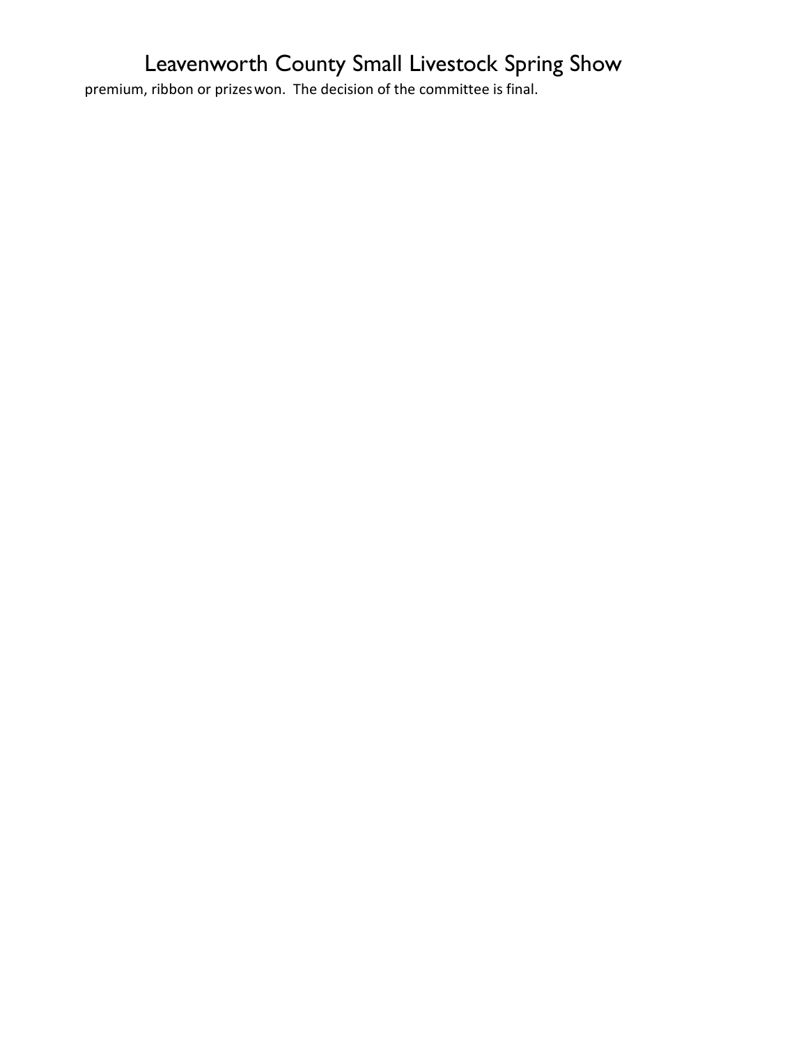premium, ribbon or prizes won. The decision of the committee is final.